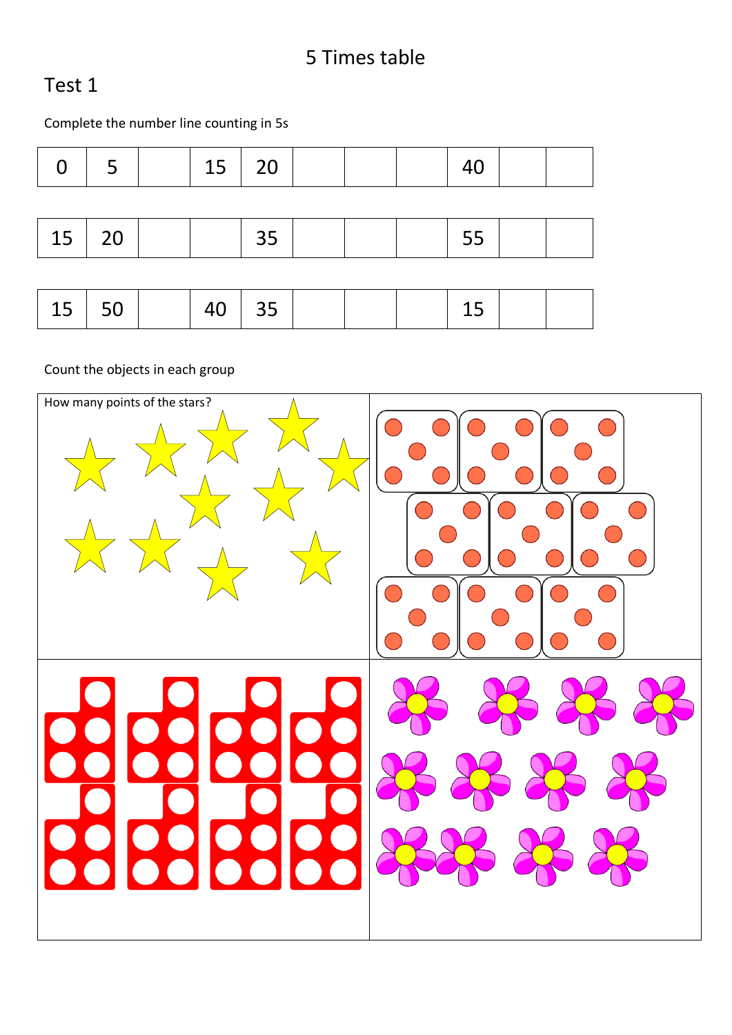# 5 Times table

## Test 1

Complete the number line counting in 5s

| 0 | 5 |  | 15 | 20 |  |  |  | 40 |  |  |
|---|---|---|---|---|---|---|---|---|---|---|

| 15 | 20 |  |  | 35 |  |  |  | 55 |  |  |
|---|---|---|---|---|---|---|---|---|---|---|

| 15 | 50 |  | 40 | 35 |  |  |  | 15 |  |  |
|---|---|---|---|---|---|---|---|---|---|---|

Count the objects in each group

How many points of the stars?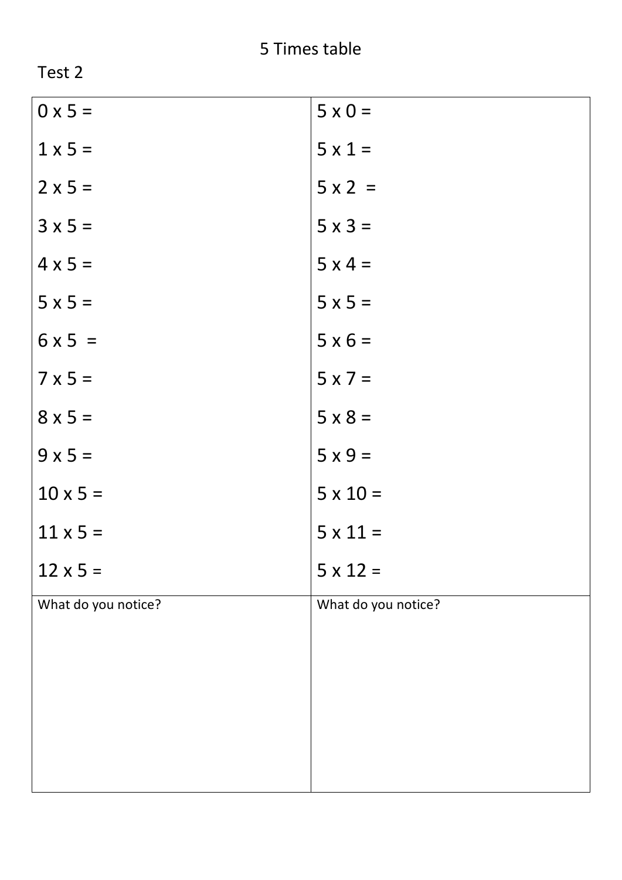5 Times table

Test 2

| | |
|---|---|
| 0 x 5 = | 5 x 0 = |
| 1 x 5 = | 5 x 1 = |
| 2 x 5 = | 5 x 2 = |
| 3 x 5 = | 5 x 3 = |
| 4 x 5 = | 5 x 4 = |
| 5 x 5 = | 5 x 5 = |
| 6 x 5 = | 5 x 6 = |
| 7 x 5 = | 5 x 7 = |
| 8 x 5 = | 5 x 8 = |
| 9 x 5 = | 5 x 9 = |
| 10 x 5 = | 5 x 10 = |
| 11 x 5 = | 5 x 11 = |
| 12 x 5 = | 5 x 12 = |
| What do you notice? | What do you notice? |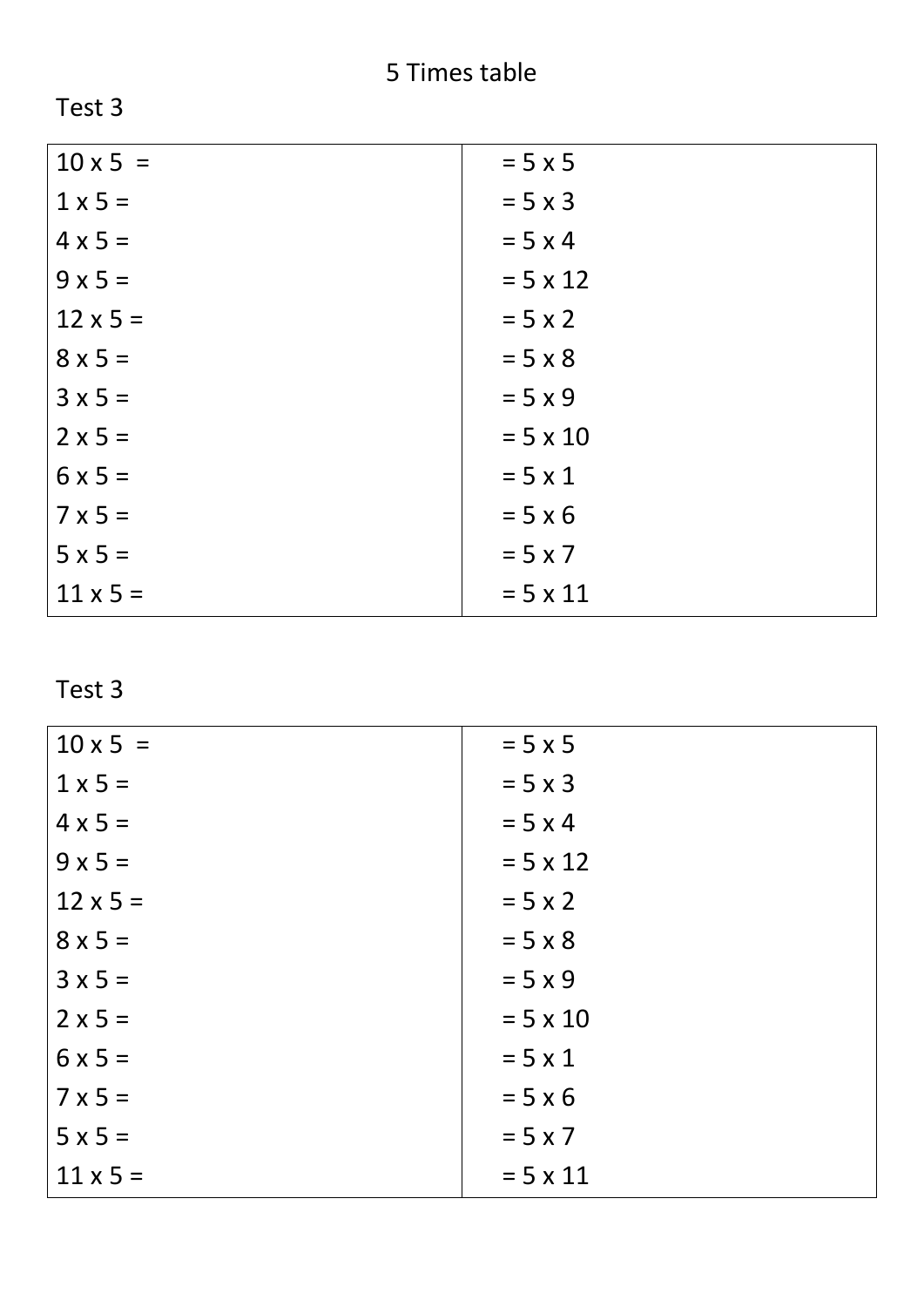5 Times table

Test 3

| | |
|---|---|
| 10 x 5 = | = 5 x 5 |
| 1 x 5 = | = 5 x 3 |
| 4 x 5 = | = 5 x 4 |
| 9 x 5 = | = 5 x 12 |
| 12 x 5 = | = 5 x 2 |
| 8 x 5 = | = 5 x 8 |
| 3 x 5 = | = 5 x 9 |
| 2 x 5 = | = 5 x 10 |
| 6 x 5 = | = 5 x 1 |
| 7 x 5 = | = 5 x 6 |
| 5 x 5 = | = 5 x 7 |
| 11 x 5 = | = 5 x 11 |

Test 3

| | |
|---|---|
| 10 x 5 = | = 5 x 5 |
| 1 x 5 = | = 5 x 3 |
| 4 x 5 = | = 5 x 4 |
| 9 x 5 = | = 5 x 12 |
| 12 x 5 = | = 5 x 2 |
| 8 x 5 = | = 5 x 8 |
| 3 x 5 = | = 5 x 9 |
| 2 x 5 = | = 5 x 10 |
| 6 x 5 = | = 5 x 1 |
| 7 x 5 = | = 5 x 6 |
| 5 x 5 = | = 5 x 7 |
| 11 x 5 = | = 5 x 11 |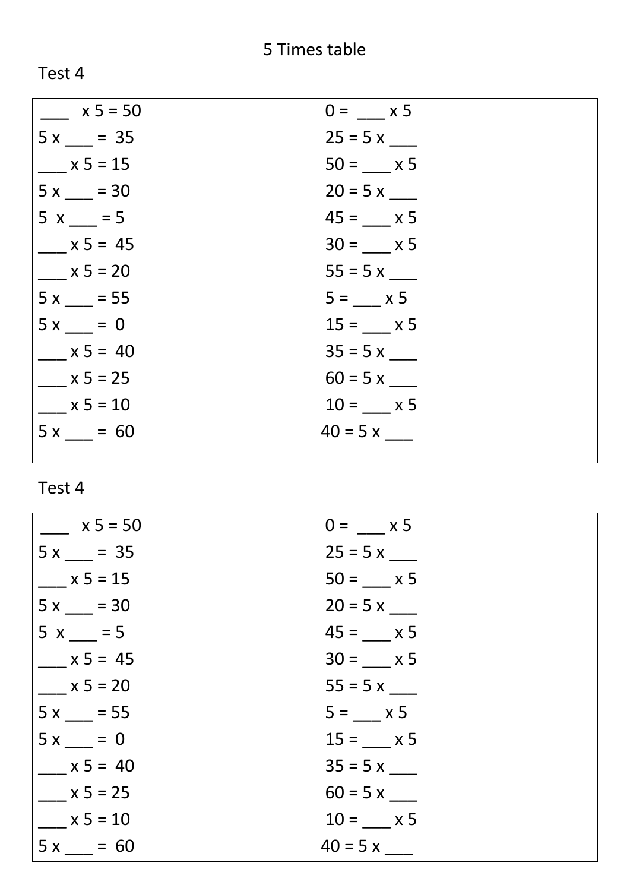# 5 Times table

Test 4

| | |
|---|---|
| ___ x 5 = 50 | 0 = ___ x 5 |
| 5 x ___ = 35 | 25 = 5 x ___ |
| ___ x 5 = 15 | 50 = ___ x 5 |
| 5 x ___ = 30 | 20 = 5 x ___ |
| 5 x ___ = 5 | 45 = ___ x 5 |
| ___ x 5 = 45 | 30 = ___ x 5 |
| ___ x 5 = 20 | 55 = 5 x ___ |
| 5 x ___ = 55 | 5 = ___ x 5 |
| 5 x ___ = 0 | 15 = ___ x 5 |
| ___ x 5 = 40 | 35 = 5 x ___ |
| ___ x 5 = 25 | 60 = 5 x ___ |
| ___ x 5 = 10 | 10 = ___ x 5 |
| 5 x ___ = 60 | 40 = 5 x ___ |

Test 4

| | |
|---|---|
| ___ x 5 = 50 | 0 = ___ x 5 |
| 5 x ___ = 35 | 25 = 5 x ___ |
| ___ x 5 = 15 | 50 = ___ x 5 |
| 5 x ___ = 30 | 20 = 5 x ___ |
| 5 x ___ = 5 | 45 = ___ x 5 |
| ___ x 5 = 45 | 30 = ___ x 5 |
| ___ x 5 = 20 | 55 = 5 x ___ |
| 5 x ___ = 55 | 5 = ___ x 5 |
| 5 x ___ = 0 | 15 = ___ x 5 |
| ___ x 5 = 40 | 35 = 5 x ___ |
| ___ x 5 = 25 | 60 = 5 x ___ |
| ___ x 5 = 10 | 10 = ___ x 5 |
| 5 x ___ = 60 | 40 = 5 x ___ |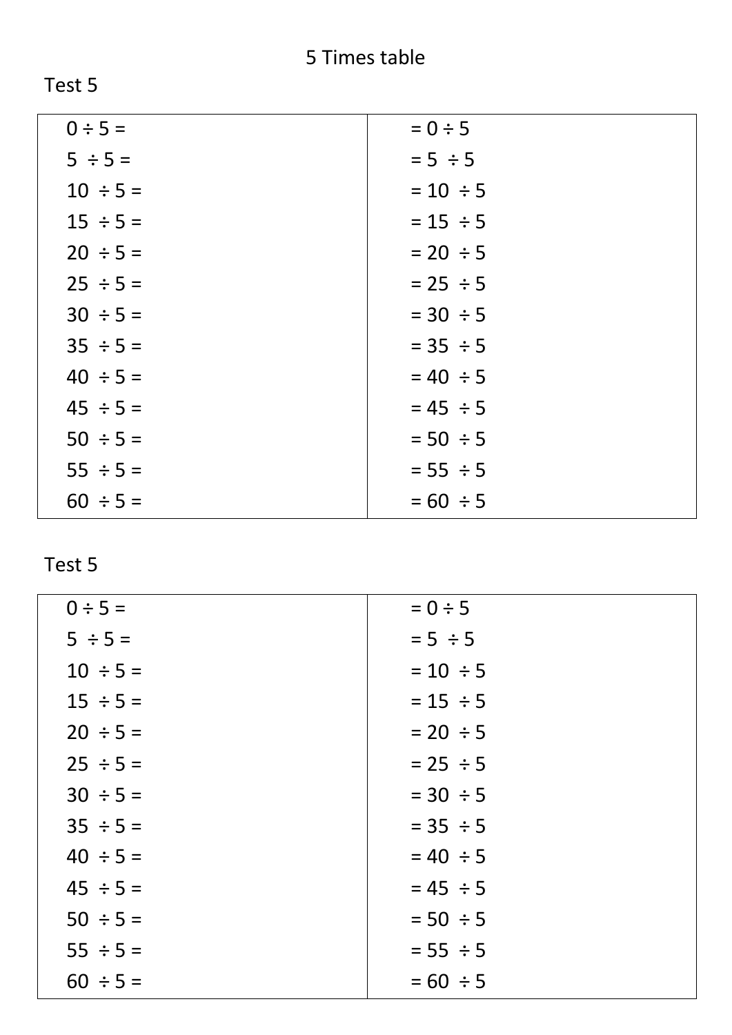# 5 Times table

Test 5

| | |
|---|---|
| 0 ÷ 5 = | = 0 ÷ 5 |
| 5 ÷ 5 = | = 5 ÷ 5 |
| 10 ÷ 5 = | = 10 ÷ 5 |
| 15 ÷ 5 = | = 15 ÷ 5 |
| 20 ÷ 5 = | = 20 ÷ 5 |
| 25 ÷ 5 = | = 25 ÷ 5 |
| 30 ÷ 5 = | = 30 ÷ 5 |
| 35 ÷ 5 = | = 35 ÷ 5 |
| 40 ÷ 5 = | = 40 ÷ 5 |
| 45 ÷ 5 = | = 45 ÷ 5 |
| 50 ÷ 5 = | = 50 ÷ 5 |
| 55 ÷ 5 = | = 55 ÷ 5 |
| 60 ÷ 5 = | = 60 ÷ 5 |

Test 5

| | |
|---|---|
| 0 ÷ 5 = | = 0 ÷ 5 |
| 5 ÷ 5 = | = 5 ÷ 5 |
| 10 ÷ 5 = | = 10 ÷ 5 |
| 15 ÷ 5 = | = 15 ÷ 5 |
| 20 ÷ 5 = | = 20 ÷ 5 |
| 25 ÷ 5 = | = 25 ÷ 5 |
| 30 ÷ 5 = | = 30 ÷ 5 |
| 35 ÷ 5 = | = 35 ÷ 5 |
| 40 ÷ 5 = | = 40 ÷ 5 |
| 45 ÷ 5 = | = 45 ÷ 5 |
| 50 ÷ 5 = | = 50 ÷ 5 |
| 55 ÷ 5 = | = 55 ÷ 5 |
| 60 ÷ 5 = | = 60 ÷ 5 |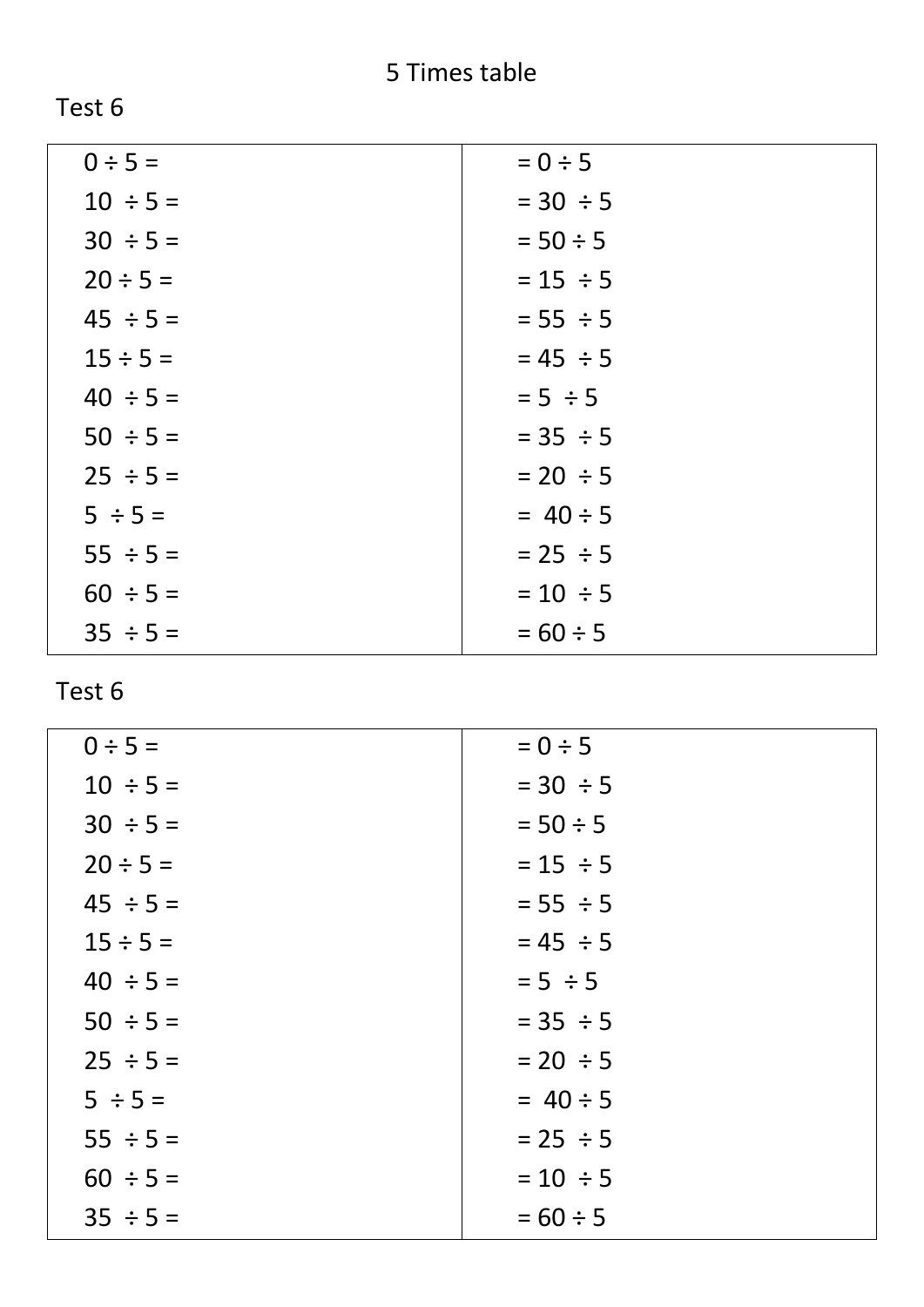# 5 Times table

## Test 6

| | |
|---|---|
| $0 \div 5 =$ | $= 0 \div 5$ |
| $10 \div 5 =$ | $= 30 \div 5$ |
| $30 \div 5 =$ | $= 50 \div 5$ |
| $20 \div 5 =$ | $= 15 \div 5$ |
| $45 \div 5 =$ | $= 55 \div 5$ |
| $15 \div 5 =$ | $= 45 \div 5$ |
| $40 \div 5 =$ | $= 5 \div 5$ |
| $50 \div 5 =$ | $= 35 \div 5$ |
| $25 \div 5 =$ | $= 20 \div 5$ |
| $5 \div 5 =$ | $= 40 \div 5$ |
| $55 \div 5 =$ | $= 25 \div 5$ |
| $60 \div 5 =$ | $= 10 \div 5$ |
| $35 \div 5 =$ | $= 60 \div 5$ |

## Test 6

| | |
|---|---|
| $0 \div 5 =$ | $= 0 \div 5$ |
| $10 \div 5 =$ | $= 30 \div 5$ |
| $30 \div 5 =$ | $= 50 \div 5$ |
| $20 \div 5 =$ | $= 15 \div 5$ |
| $45 \div 5 =$ | $= 55 \div 5$ |
| $15 \div 5 =$ | $= 45 \div 5$ |
| $40 \div 5 =$ | $= 5 \div 5$ |
| $50 \div 5 =$ | $= 35 \div 5$ |
| $25 \div 5 =$ | $= 20 \div 5$ |
| $5 \div 5 =$ | $= 40 \div 5$ |
| $55 \div 5 =$ | $= 25 \div 5$ |
| $60 \div 5 =$ | $= 10 \div 5$ |
| $35 \div 5 =$ | $= 60 \div 5$ |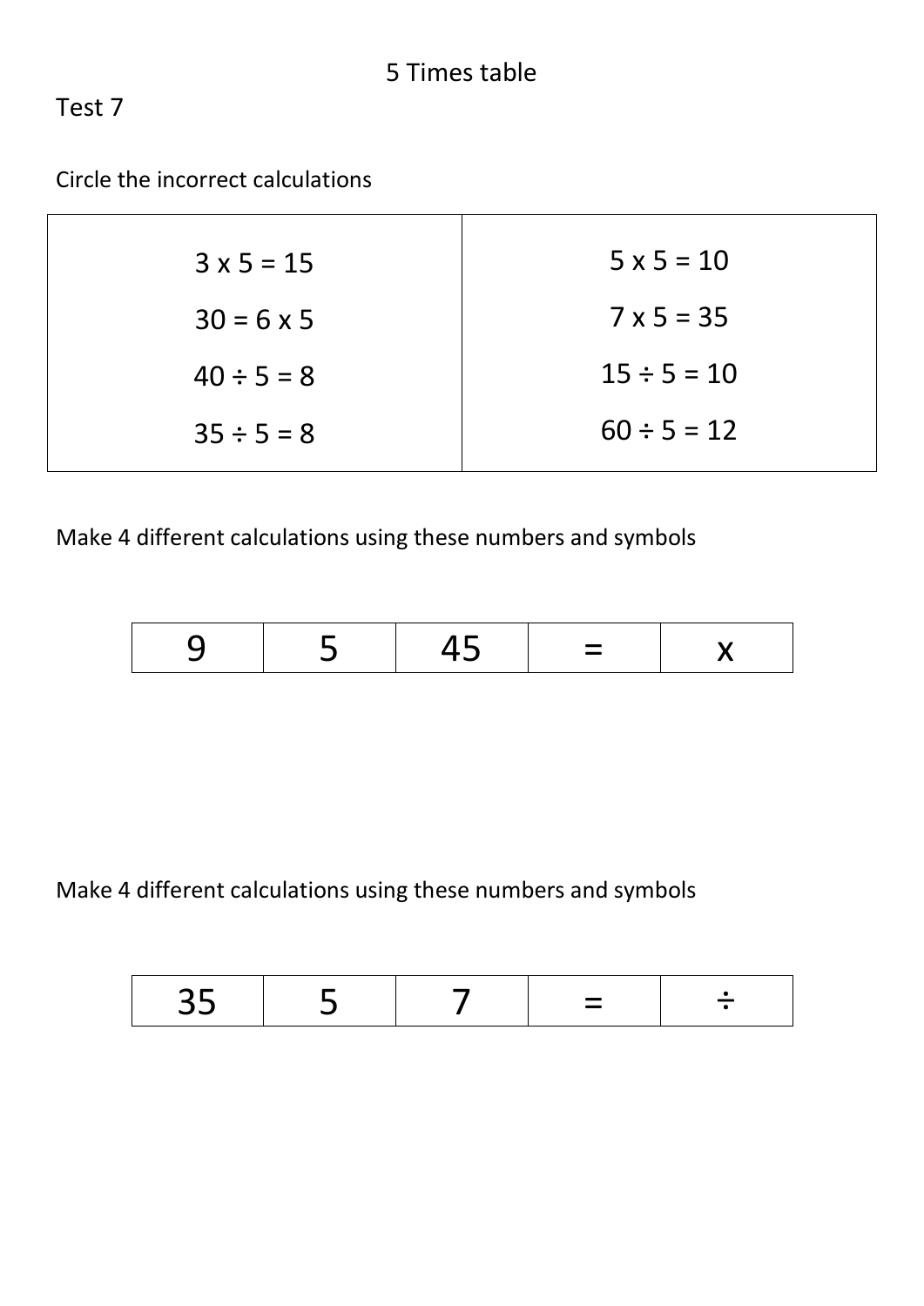# 5 Times table

## Test 7

Circle the incorrect calculations

| | |
|---|---|
| 3 x 5 = 15 | 5 x 5 = 10 |
| 30 = 6 x 5 | 7 x 5 = 35 |
| 40 ÷ 5 = 8 | 15 ÷ 5 = 10 |
| 35 ÷ 5 = 8 | 60 ÷ 5 = 12 |

Make 4 different calculations using these numbers and symbols

| | | | | |
|---|---|---|---|---|
| 9 | 5 | 45 | = | x |

Make 4 different calculations using these numbers and symbols

| | | | | |
|---|---|---|---|---|
| 35 | 5 | 7 | = | ÷ |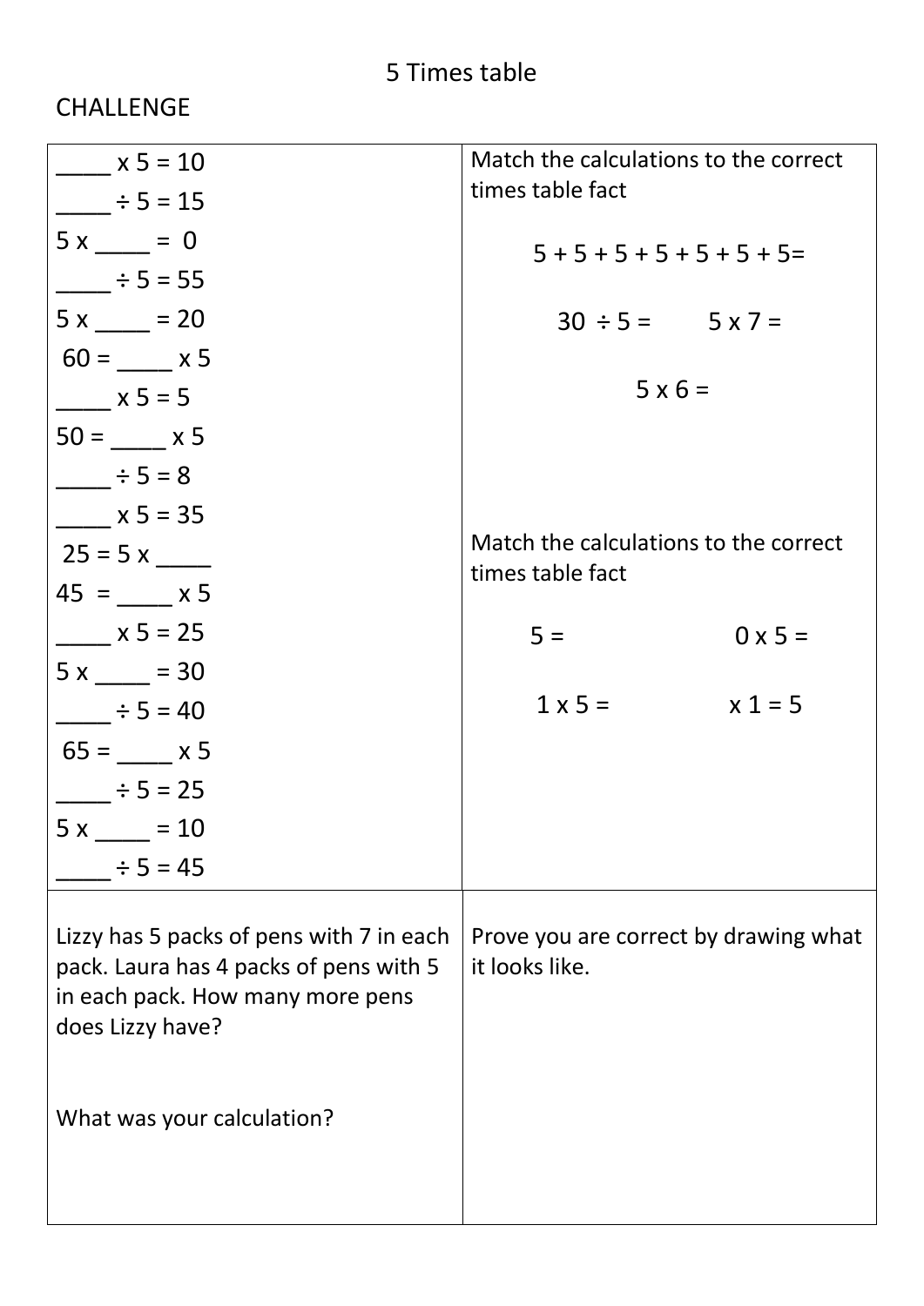# 5 Times table

CHALLENGE

| | |
|---|---|
| ____ x 5 = 10<br>____ ÷ 5 = 15<br>5 x ____ = 0<br>____ ÷ 5 = 55<br>5 x ____ = 20<br>60 = ____ x 5<br>____ x 5 = 5<br>50 = ____ x 5<br>____ ÷ 5 = 8<br>____ x 5 = 35<br>25 = 5 x ____<br>45 = ____ x 5<br>____ x 5 = 25<br>5 x ____ = 30<br>____ ÷ 5 = 40<br>65 = ____ x 5<br>____ ÷ 5 = 25<br>5 x ____ = 10<br>____ ÷ 5 = 45 | Match the calculations to the correct times table fact<br><br>5 + 5 + 5 + 5 + 5 + 5 + 5=<br><br>30 ÷ 5 = 5 x 7 =<br><br>5 x 6 =<br><br>Match the calculations to the correct times table fact<br><br>5 = 0 x 5 =<br><br>1 x 5 = x 1 = 5 |
| Lizzy has 5 packs of pens with 7 in each pack. Laura has 4 packs of pens with 5 in each pack. How many more pens does Lizzy have?<br><br>What was your calculation? | Prove you are correct by drawing what it looks like. |